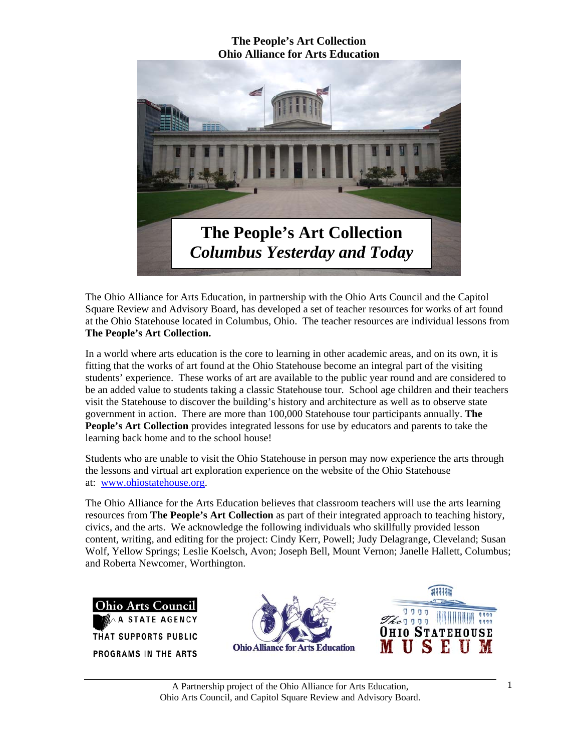**The People's Art Collection**
**Ohio Alliance for Arts Education**

# The People's Art Collection
## *Columbus Yesterday and Today*

The Ohio Alliance for Arts Education, in partnership with the Ohio Arts Council and the Capitol Square Review and Advisory Board, has developed a set of teacher resources for works of art found at the Ohio Statehouse located in Columbus, Ohio. The teacher resources are individual lessons from **The People's Art Collection.**

In a world where arts education is the core to learning in other academic areas, and on its own, it is fitting that the works of art found at the Ohio Statehouse become an integral part of the visiting students' experience. These works of art are available to the public year round and are considered to be an added value to students taking a classic Statehouse tour. School age children and their teachers visit the Statehouse to discover the building's history and architecture as well as to observe state government in action. There are more than 100,000 Statehouse tour participants annually. **The People's Art Collection** provides integrated lessons for use by educators and parents to take the learning back home and to the school house!

Students who are unable to visit the Ohio Statehouse in person may now experience the arts through the lessons and virtual art exploration experience on the website of the Ohio Statehouse at: [www.ohiostatehouse.org](http://www.ohiostatehouse.org).

The Ohio Alliance for the Arts Education believes that classroom teachers will use the arts learning resources from **The People's Art Collection** as part of their integrated approach to teaching history, civics, and the arts. We acknowledge the following individuals who skillfully provided lesson content, writing, and editing for the project: Cindy Kerr, Powell; Judy Delagrange, Cleveland; Susan Wolf, Yellow Springs; Leslie Koelsch, Avon; Joseph Bell, Mount Vernon; Janelle Hallett, Columbus; and Roberta Newcomer, Worthington.

Ohio Arts Council — A State Agency That Supports Public Programs in the Arts

Ohio Alliance for Arts Education

The Ohio Statehouse Museum

A Partnership project of the Ohio Alliance for Arts Education, Ohio Arts Council, and Capitol Square Review and Advisory Board.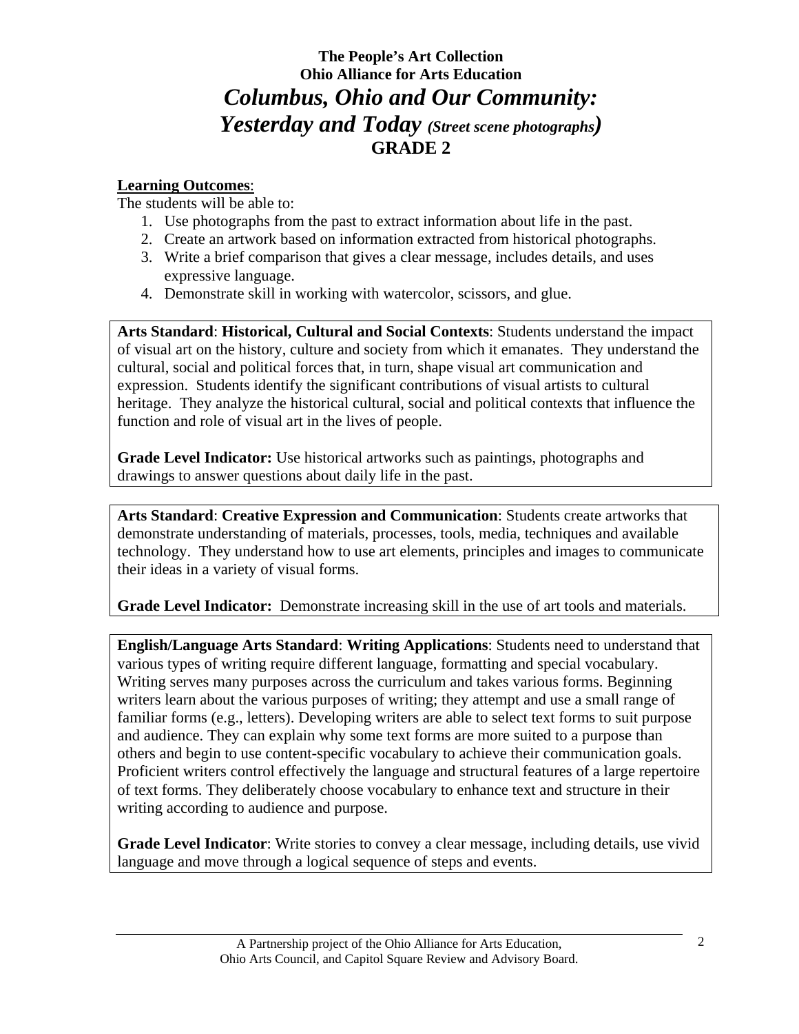**The People's Art Collection**
**Ohio Alliance for Arts Education**

# *Columbus, Ohio and Our Community: Yesterday and Today* *(Street scene photographs)*

## GRADE 2

**Learning Outcomes**:

The students will be able to:

1. Use photographs from the past to extract information about life in the past.
2. Create an artwork based on information extracted from historical photographs.
3. Write a brief comparison that gives a clear message, includes details, and uses expressive language.
4. Demonstrate skill in working with watercolor, scissors, and glue.

**Arts Standard**: **Historical, Cultural and Social Contexts**: Students understand the impact of visual art on the history, culture and society from which it emanates. They understand the cultural, social and political forces that, in turn, shape visual art communication and expression. Students identify the significant contributions of visual artists to cultural heritage. They analyze the historical cultural, social and political contexts that influence the function and role of visual art in the lives of people.

**Grade Level Indicator:** Use historical artworks such as paintings, photographs and drawings to answer questions about daily life in the past.

**Arts Standard**: **Creative Expression and Communication**: Students create artworks that demonstrate understanding of materials, processes, tools, media, techniques and available technology. They understand how to use art elements, principles and images to communicate their ideas in a variety of visual forms.

**Grade Level Indicator:** Demonstrate increasing skill in the use of art tools and materials.

**English/Language Arts Standard**: **Writing Applications**: Students need to understand that various types of writing require different language, formatting and special vocabulary. Writing serves many purposes across the curriculum and takes various forms. Beginning writers learn about the various purposes of writing; they attempt and use a small range of familiar forms (e.g., letters). Developing writers are able to select text forms to suit purpose and audience. They can explain why some text forms are more suited to a purpose than others and begin to use content-specific vocabulary to achieve their communication goals. Proficient writers control effectively the language and structural features of a large repertoire of text forms. They deliberately choose vocabulary to enhance text and structure in their writing according to audience and purpose.

**Grade Level Indicator**: Write stories to convey a clear message, including details, use vivid language and move through a logical sequence of steps and events.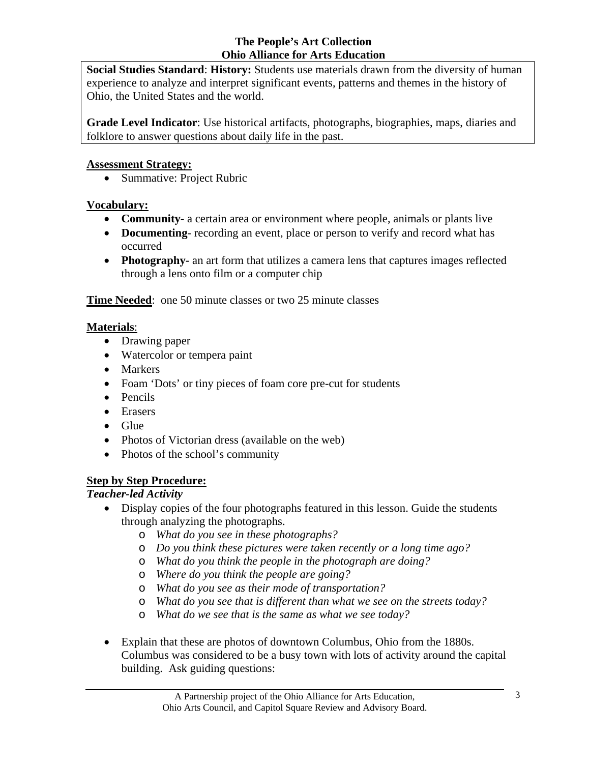**The People's Art Collection**
**Ohio Alliance for Arts Education**

**Social Studies Standard**: **History:** Students use materials drawn from the diversity of human experience to analyze and interpret significant events, patterns and themes in the history of Ohio, the United States and the world.

**Grade Level Indicator**: Use historical artifacts, photographs, biographies, maps, diaries and folklore to answer questions about daily life in the past.

## Assessment Strategy:

- Summative: Project Rubric

## Vocabulary:

- **Community-** a certain area or environment where people, animals or plants live
- **Documenting**- recording an event, place or person to verify and record what has occurred
- **Photography-** an art form that utilizes a camera lens that captures images reflected through a lens onto film or a computer chip

**Time Needed**: one 50 minute classes or two 25 minute classes

## Materials:

- Drawing paper
- Watercolor or tempera paint
- Markers
- Foam 'Dots' or tiny pieces of foam core pre-cut for students
- Pencils
- Erasers
- Glue
- Photos of Victorian dress (available on the web)
- Photos of the school's community

## Step by Step Procedure:

### *Teacher-led Activity*

- Display copies of the four photographs featured in this lesson. Guide the students through analyzing the photographs.
  - *What do you see in these photographs?*
  - *Do you think these pictures were taken recently or a long time ago?*
  - *What do you think the people in the photograph are doing?*
  - *Where do you think the people are going?*
  - *What do you see as their mode of transportation?*
  - *What do you see that is different than what we see on the streets today?*
  - *What do we see that is the same as what we see today?*

- Explain that these are photos of downtown Columbus, Ohio from the 1880s. Columbus was considered to be a busy town with lots of activity around the capital building. Ask guiding questions: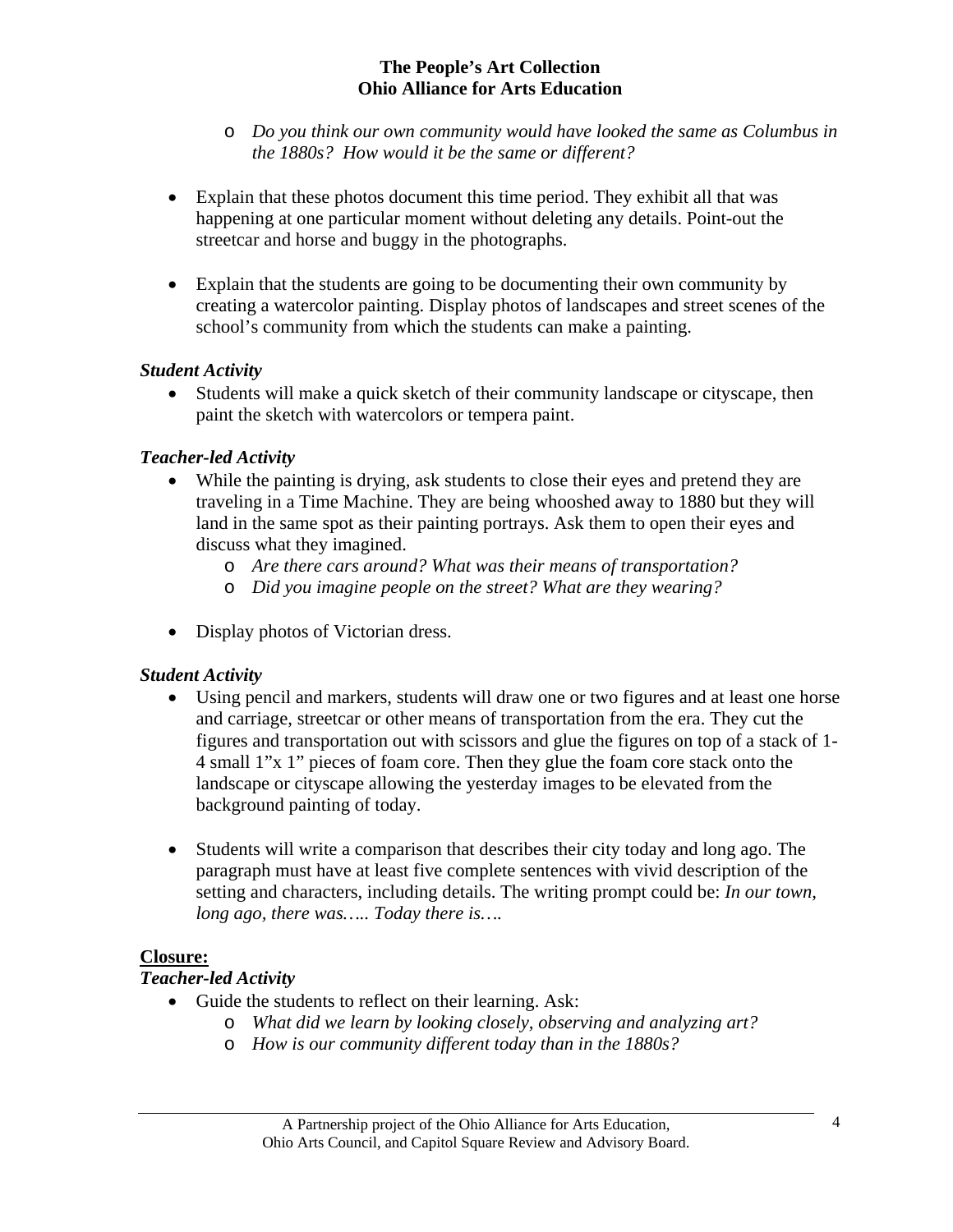- *Do you think our own community would have looked the same as Columbus in the 1880s? How would it be the same or different?*

- Explain that these photos document this time period. They exhibit all that was happening at one particular moment without deleting any details. Point-out the streetcar and horse and buggy in the photographs.

- Explain that the students are going to be documenting their own community by creating a watercolor painting. Display photos of landscapes and street scenes of the school's community from which the students can make a painting.

***Student Activity***

- Students will make a quick sketch of their community landscape or cityscape, then paint the sketch with watercolors or tempera paint.

***Teacher-led Activity***

- While the painting is drying, ask students to close their eyes and pretend they are traveling in a Time Machine. They are being whooshed away to 1880 but they will land in the same spot as their painting portrays. Ask them to open their eyes and discuss what they imagined.
  - *Are there cars around? What was their means of transportation?*
  - *Did you imagine people on the street? What are they wearing?*

- Display photos of Victorian dress.

***Student Activity***

- Using pencil and markers, students will draw one or two figures and at least one horse and carriage, streetcar or other means of transportation from the era. They cut the figures and transportation out with scissors and glue the figures on top of a stack of 1-4 small 1"x 1" pieces of foam core. Then they glue the foam core stack onto the landscape or cityscape allowing the yesterday images to be elevated from the background painting of today.

- Students will write a comparison that describes their city today and long ago. The paragraph must have at least five complete sentences with vivid description of the setting and characters, including details. The writing prompt could be: *In our town, long ago, there was….. Today there is….*

**Closure:**

***Teacher-led Activity***

- Guide the students to reflect on their learning. Ask:
  - *What did we learn by looking closely, observing and analyzing art?*
  - *How is our community different today than in the 1880s?*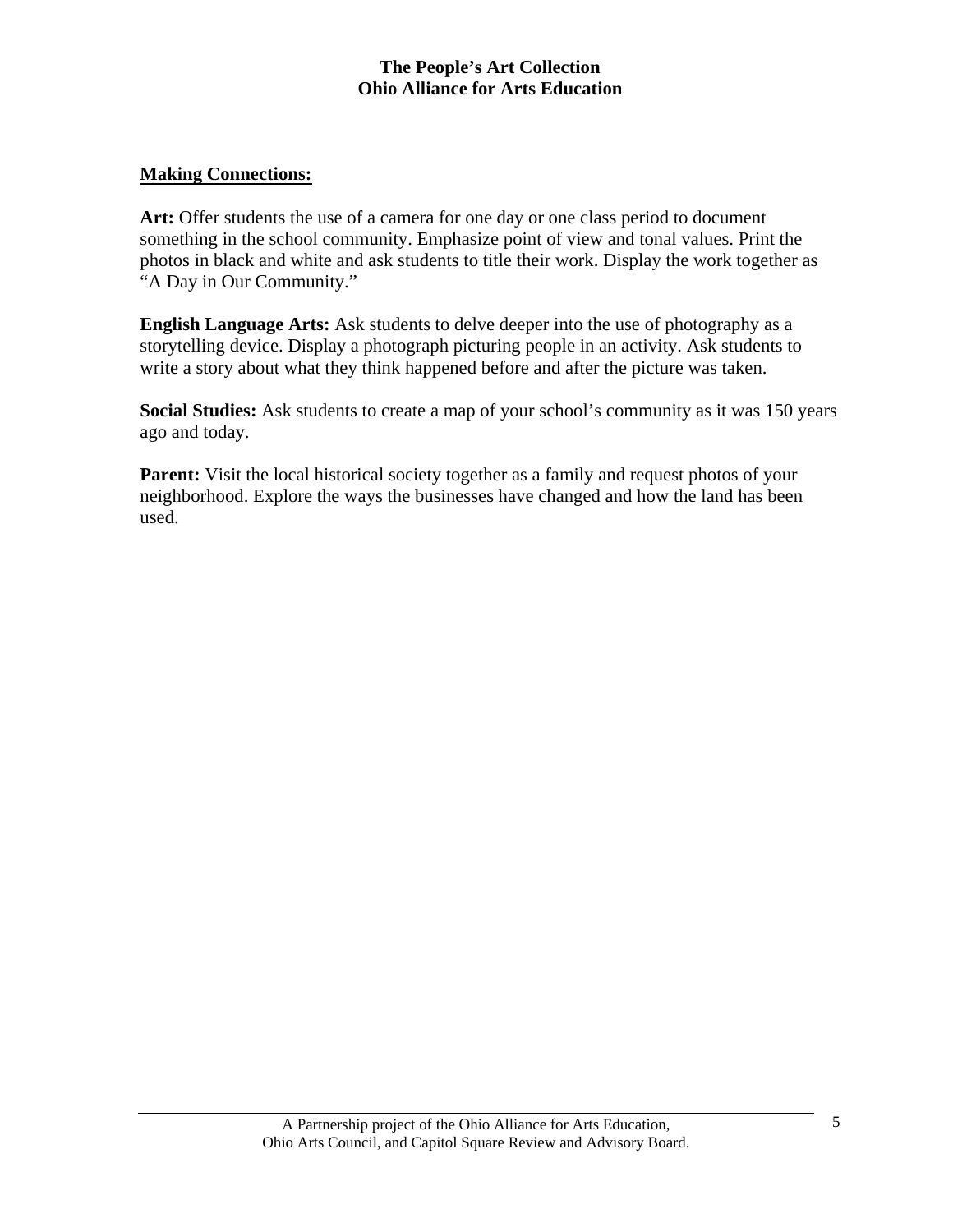**Making Connections:**

**Art:** Offer students the use of a camera for one day or one class period to document something in the school community. Emphasize point of view and tonal values. Print the photos in black and white and ask students to title their work. Display the work together as "A Day in Our Community."

**English Language Arts:** Ask students to delve deeper into the use of photography as a storytelling device. Display a photograph picturing people in an activity. Ask students to write a story about what they think happened before and after the picture was taken.

**Social Studies:** Ask students to create a map of your school's community as it was 150 years ago and today.

**Parent:** Visit the local historical society together as a family and request photos of your neighborhood. Explore the ways the businesses have changed and how the land has been used.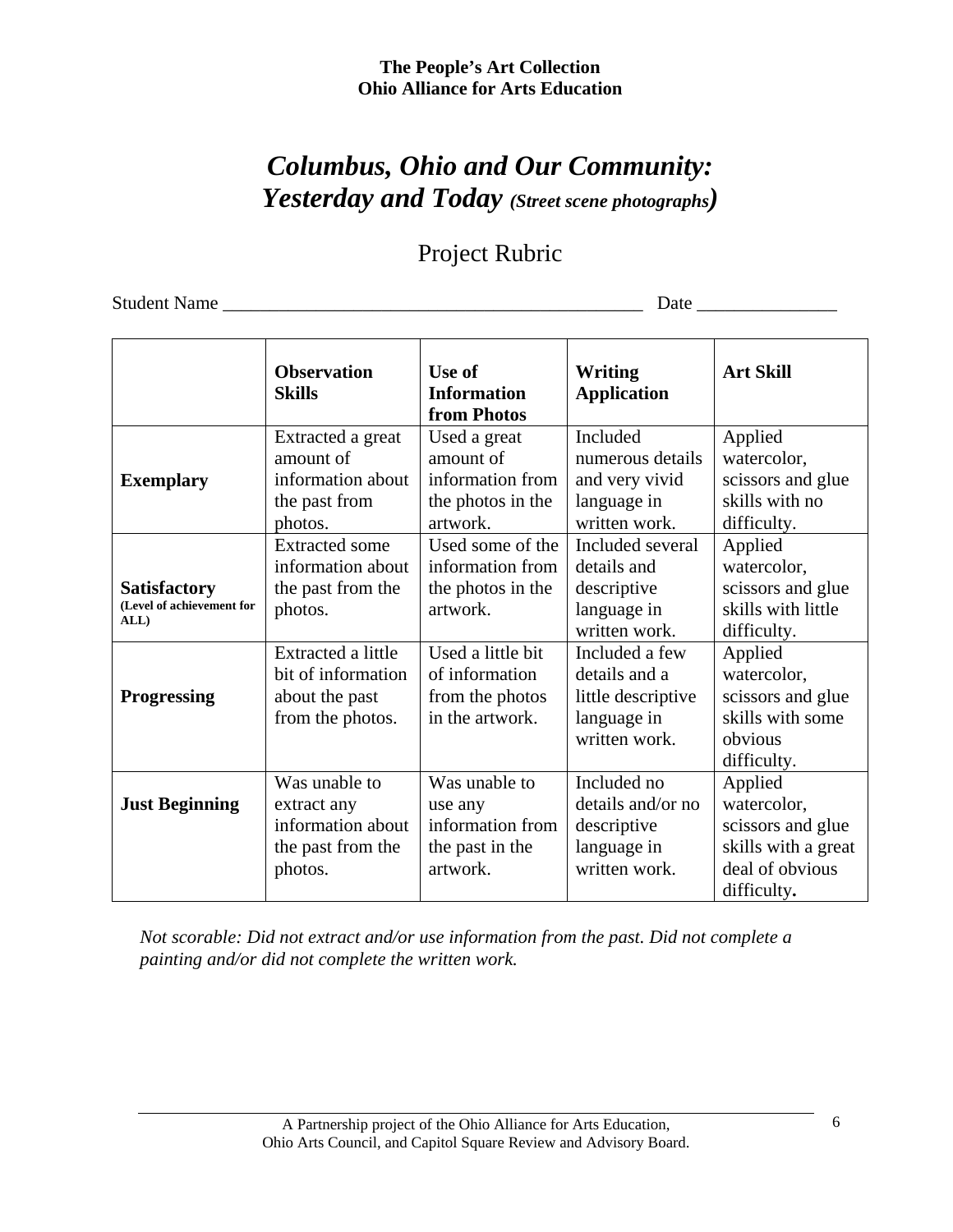# *Columbus, Ohio and Our Community: Yesterday and Today* *(Street scene photographs)*

## Project Rubric

Student Name _______________________________________________ Date _______________

| | **Observation Skills** | **Use of Information from Photos** | **Writing Application** | **Art Skill** |
|---|---|---|---|---|
| **Exemplary** | Extracted a great amount of information about the past from photos. | Used a great amount of information from the photos in the artwork. | Included numerous details and very vivid language in written work. | Applied watercolor, scissors and glue skills with no difficulty. |
| **Satisfactory** **(Level of achievement for ALL)** | Extracted some information about the past from the photos. | Used some of the information from the photos in the artwork. | Included several details and descriptive language in written work. | Applied watercolor, scissors and glue skills with little difficulty. |
| **Progressing** | Extracted a little bit of information about the past from the photos. | Used a little bit of information from the photos in the artwork. | Included a few details and a little descriptive language in written work. | Applied watercolor, scissors and glue skills with some obvious difficulty. |
| **Just Beginning** | Was unable to extract any information about the past from the photos. | Was unable to use any information from the past in the artwork. | Included no details and/or no descriptive language in written work. | Applied watercolor, scissors and glue skills with a great deal of obvious difficulty. |

*Not scorable: Did not extract and/or use information from the past. Did not complete a painting and/or did not complete the written work.*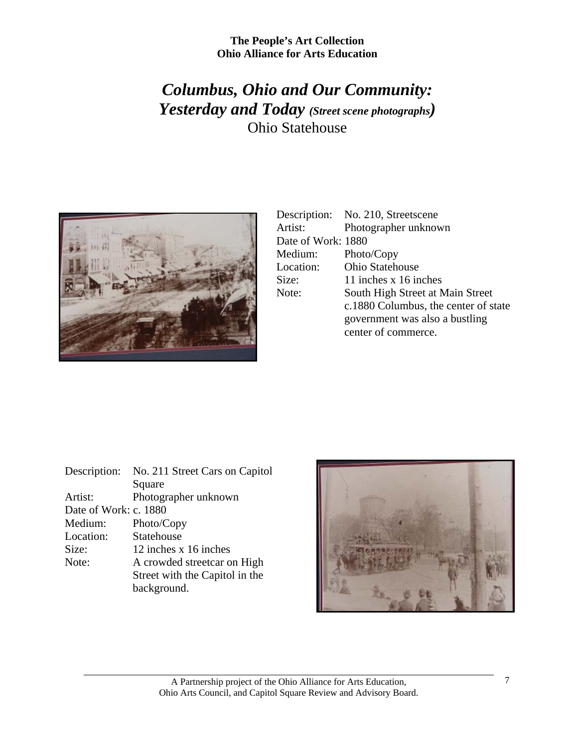**The People's Art Collection**
**Ohio Alliance for Arts Education**

# *Columbus, Ohio and Our Community: Yesterday and Today* *(Street scene photographs)*

## Ohio Statehouse

| | |
|---|---|
| Description: | No. 210, Streetscene |
| Artist: | Photographer unknown |
| Date of Work: | 1880 |
| Medium: | Photo/Copy |
| Location: | Ohio Statehouse |
| Size: | 11 inches x 16 inches |
| Note: | South High Street at Main Street c.1880 Columbus, the center of state government was also a bustling center of commerce. |

| | |
|---|---|
| Description: | No. 211 Street Cars on Capitol Square |
| Artist: | Photographer unknown |
| Date of Work: | c. 1880 |
| Medium: | Photo/Copy |
| Location: | Statehouse |
| Size: | 12 inches x 16 inches |
| Note: | A crowded streetcar on High Street with the Capitol in the background. |

A Partnership project of the Ohio Alliance for Arts Education, Ohio Arts Council, and Capitol Square Review and Advisory Board.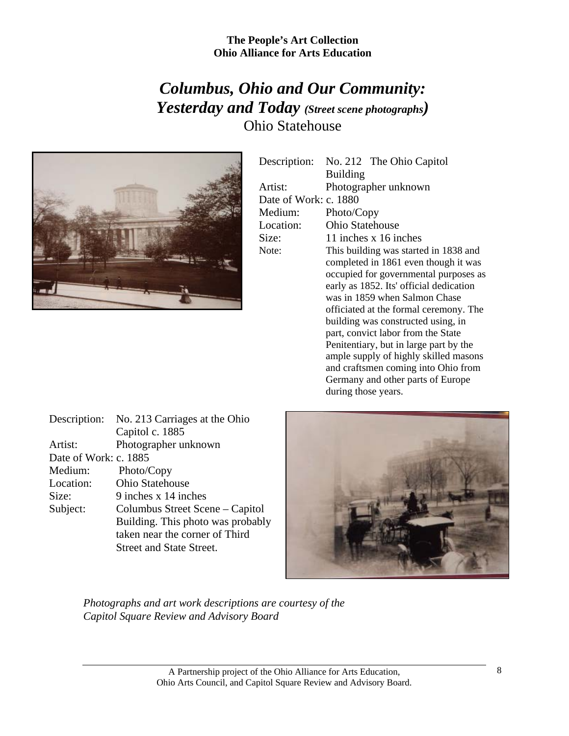**The People's Art Collection**
**Ohio Alliance for Arts Education**

# *Columbus, Ohio and Our Community: Yesterday and Today (Street scene photographs)*

## Ohio Statehouse

| | |
|---|---|
| Description: | No. 212 The Ohio Capitol Building |
| Artist: | Photographer unknown |
| Date of Work: | c. 1880 |
| Medium: | Photo/Copy |
| Location: | Ohio Statehouse |
| Size: | 11 inches x 16 inches |
| Note: | This building was started in 1838 and completed in 1861 even though it was occupied for governmental purposes as early as 1852. Its' official dedication was in 1859 when Salmon Chase officiated at the formal ceremony. The building was constructed using, in part, convict labor from the State Penitentiary, but in large part by the ample supply of highly skilled masons and craftsmen coming into Ohio from Germany and other parts of Europe during those years. |

| | |
|---|---|
| Description: | No. 213 Carriages at the Ohio Capitol c. 1885 |
| Artist: | Photographer unknown |
| Date of Work: | c. 1885 |
| Medium: | Photo/Copy |
| Location: | Ohio Statehouse |
| Size: | 9 inches x 14 inches |
| Subject: | Columbus Street Scene – Capitol Building. This photo was probably taken near the corner of Third Street and State Street. |

*Photographs and art work descriptions are courtesy of the Capitol Square Review and Advisory Board*

A Partnership project of the Ohio Alliance for Arts Education, Ohio Arts Council, and Capitol Square Review and Advisory Board.